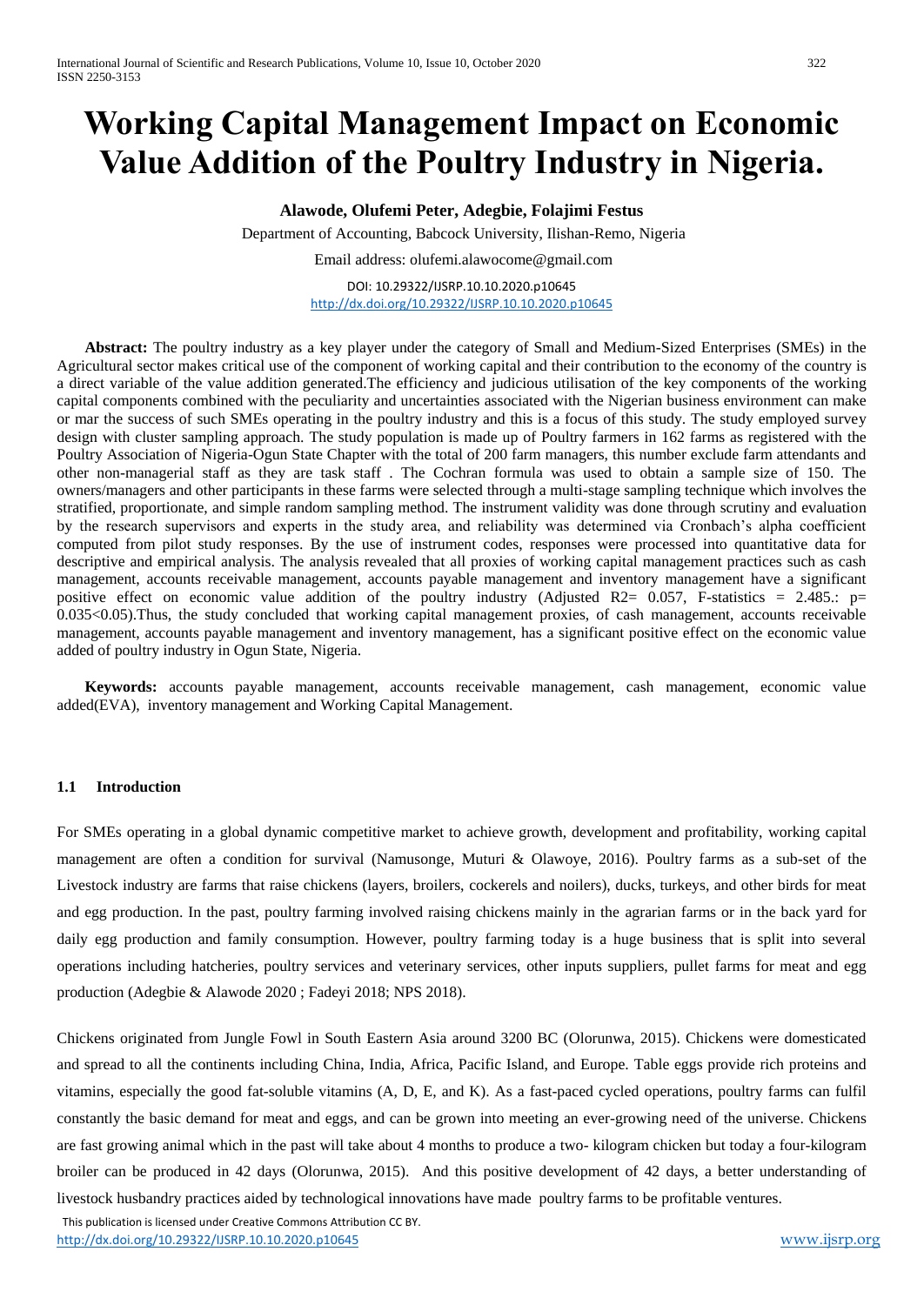# Working Capital Management Impact on Economic Value Addition of the Poultry Industry in Nigeria.

**Alawode, Olufemi Peter, Adegbie, Folajimi Festus**

Department of Accounting, Babcock University, Ilishan-Remo, Nigeria

Email address: olufemi.alawocome@gmail.com

DOI: 10.29322/IJSRP.10.10.2020.p10645
http://dx.doi.org/10.29322/IJSRP.10.10.2020.p10645

**Abstract:** The poultry industry as a key player under the category of Small and Medium-Sized Enterprises (SMEs) in the Agricultural sector makes critical use of the component of working capital and their contribution to the economy of the country is a direct variable of the value addition generated.The efficiency and judicious utilisation of the key components of the working capital components combined with the peculiarity and uncertainties associated with the Nigerian business environment can make or mar the success of such SMEs operating in the poultry industry and this is a focus of this study. The study employed survey design with cluster sampling approach. The study population is made up of Poultry farmers in 162 farms as registered with the Poultry Association of Nigeria-Ogun State Chapter with the total of 200 farm managers, this number exclude farm attendants and other non-managerial staff as they are task staff . The Cochran formula was used to obtain a sample size of 150. The owners/managers and other participants in these farms were selected through a multi-stage sampling technique which involves the stratified, proportionate, and simple random sampling method. The instrument validity was done through scrutiny and evaluation by the research supervisors and experts in the study area, and reliability was determined via Cronbach's alpha coefficient computed from pilot study responses. By the use of instrument codes, responses were processed into quantitative data for descriptive and empirical analysis. The analysis revealed that all proxies of working capital management practices such as cash management, accounts receivable management, accounts payable management and inventory management have a significant positive effect on economic value addition of the poultry industry (Adjusted $R2= 0.057$, F-statistics = 2.485.: $p= 0.035<0.05$).Thus, the study concluded that working capital management proxies, of cash management, accounts receivable management, accounts payable management and inventory management, has a significant positive effect on the economic value added of poultry industry in Ogun State, Nigeria.

**Keywords:** accounts payable management, accounts receivable management, cash management, economic value added(EVA), inventory management and Working Capital Management.

### 1.1 Introduction

For SMEs operating in a global dynamic competitive market to achieve growth, development and profitability, working capital management are often a condition for survival (Namusonge, Muturi & Olawoye, 2016). Poultry farms as a sub-set of the Livestock industry are farms that raise chickens (layers, broilers, cockerels and noilers), ducks, turkeys, and other birds for meat and egg production. In the past, poultry farming involved raising chickens mainly in the agrarian farms or in the back yard for daily egg production and family consumption. However, poultry farming today is a huge business that is split into several operations including hatcheries, poultry services and veterinary services, other inputs suppliers, pullet farms for meat and egg production (Adegbie & Alawode 2020 ; Fadeyi 2018; NPS 2018).

Chickens originated from Jungle Fowl in South Eastern Asia around 3200 BC (Olorunwa, 2015). Chickens were domesticated and spread to all the continents including China, India, Africa, Pacific Island, and Europe. Table eggs provide rich proteins and vitamins, especially the good fat-soluble vitamins (A, D, E, and K). As a fast-paced cycled operations, poultry farms can fulfil constantly the basic demand for meat and eggs, and can be grown into meeting an ever-growing need of the universe. Chickens are fast growing animal which in the past will take about 4 months to produce a two- kilogram chicken but today a four-kilogram broiler can be produced in 42 days (Olorunwa, 2015). And this positive development of 42 days, a better understanding of livestock husbandry practices aided by technological innovations have made poultry farms to be profitable ventures.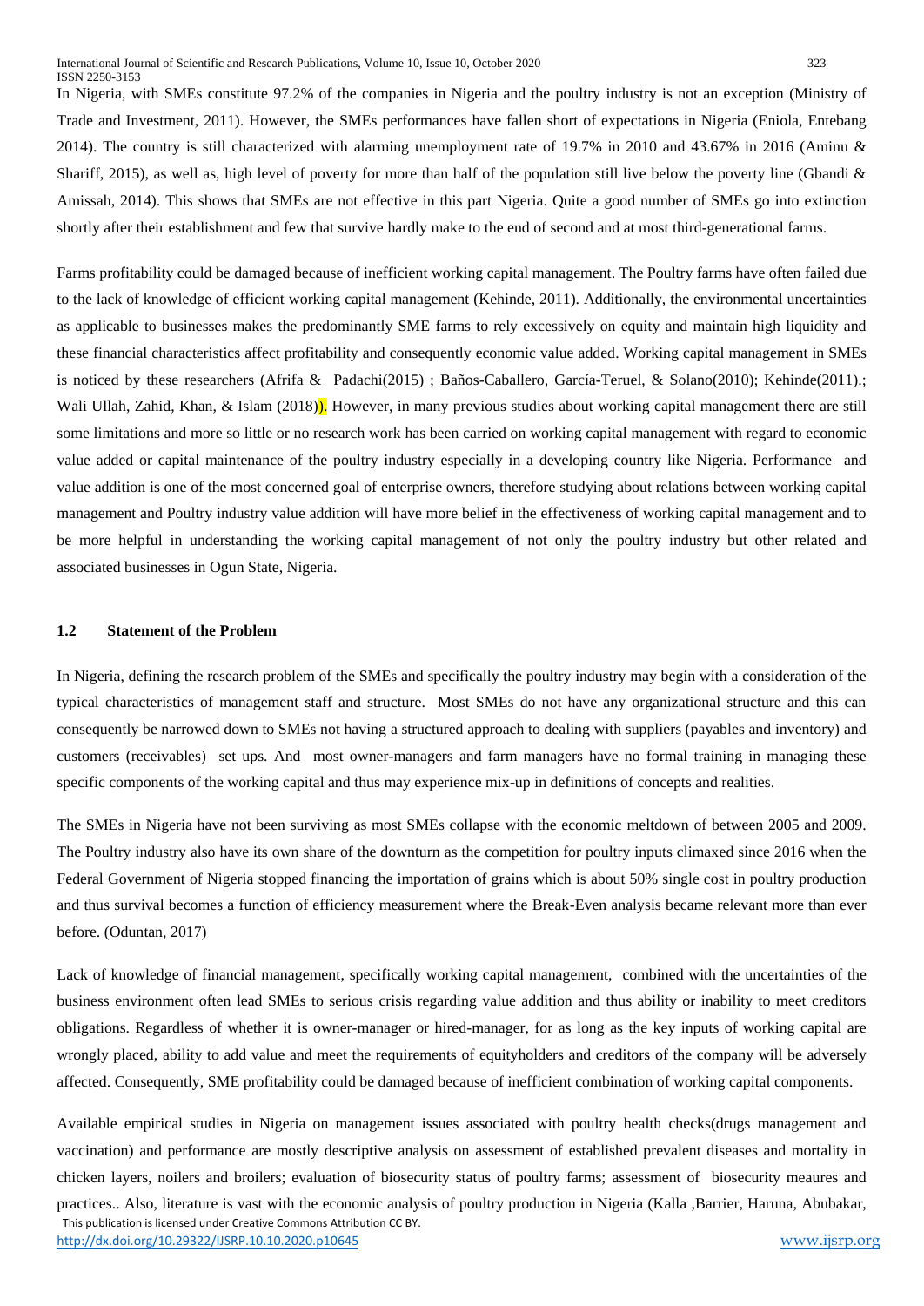In Nigeria, with SMEs constitute 97.2% of the companies in Nigeria and the poultry industry is not an exception (Ministry of Trade and Investment, 2011). However, the SMEs performances have fallen short of expectations in Nigeria (Eniola, Entebang 2014). The country is still characterized with alarming unemployment rate of 19.7% in 2010 and 43.67% in 2016 (Aminu & Shariff, 2015), as well as, high level of poverty for more than half of the population still live below the poverty line (Gbandi & Amissah, 2014). This shows that SMEs are not effective in this part Nigeria. Quite a good number of SMEs go into extinction shortly after their establishment and few that survive hardly make to the end of second and at most third-generational farms.

Farms profitability could be damaged because of inefficient working capital management. The Poultry farms have often failed due to the lack of knowledge of efficient working capital management (Kehinde, 2011). Additionally, the environmental uncertainties as applicable to businesses makes the predominantly SME farms to rely excessively on equity and maintain high liquidity and these financial characteristics affect profitability and consequently economic value added. Working capital management in SMEs is noticed by these researchers (Afrifa & Padachi(2015) ; Baños-Caballero, García-Teruel, & Solano(2010); Kehinde(2011).; Wali Ullah, Zahid, Khan, & Islam (2018)). However, in many previous studies about working capital management there are still some limitations and more so little or no research work has been carried on working capital management with regard to economic value added or capital maintenance of the poultry industry especially in a developing country like Nigeria. Performance and value addition is one of the most concerned goal of enterprise owners, therefore studying about relations between working capital management and Poultry industry value addition will have more belief in the effectiveness of working capital management and to be more helpful in understanding the working capital management of not only the poultry industry but other related and associated businesses in Ogun State, Nigeria.

### 1.2 Statement of the Problem

In Nigeria, defining the research problem of the SMEs and specifically the poultry industry may begin with a consideration of the typical characteristics of management staff and structure. Most SMEs do not have any organizational structure and this can consequently be narrowed down to SMEs not having a structured approach to dealing with suppliers (payables and inventory) and customers (receivables) set ups. And most owner-managers and farm managers have no formal training in managing these specific components of the working capital and thus may experience mix-up in definitions of concepts and realities.

The SMEs in Nigeria have not been surviving as most SMEs collapse with the economic meltdown of between 2005 and 2009. The Poultry industry also have its own share of the downturn as the competition for poultry inputs climaxed since 2016 when the Federal Government of Nigeria stopped financing the importation of grains which is about 50% single cost in poultry production and thus survival becomes a function of efficiency measurement where the Break-Even analysis became relevant more than ever before. (Oduntan, 2017)

Lack of knowledge of financial management, specifically working capital management, combined with the uncertainties of the business environment often lead SMEs to serious crisis regarding value addition and thus ability or inability to meet creditors obligations. Regardless of whether it is owner-manager or hired-manager, for as long as the key inputs of working capital are wrongly placed, ability to add value and meet the requirements of equityholders and creditors of the company will be adversely affected. Consequently, SME profitability could be damaged because of inefficient combination of working capital components.

Available empirical studies in Nigeria on management issues associated with poultry health checks(drugs management and vaccination) and performance are mostly descriptive analysis on assessment of established prevalent diseases and mortality in chicken layers, noilers and broilers; evaluation of biosecurity status of poultry farms; assessment of biosecurity meaures and practices.. Also, literature is vast with the economic analysis of poultry production in Nigeria (Kalla ,Barrier, Haruna, Abubakar,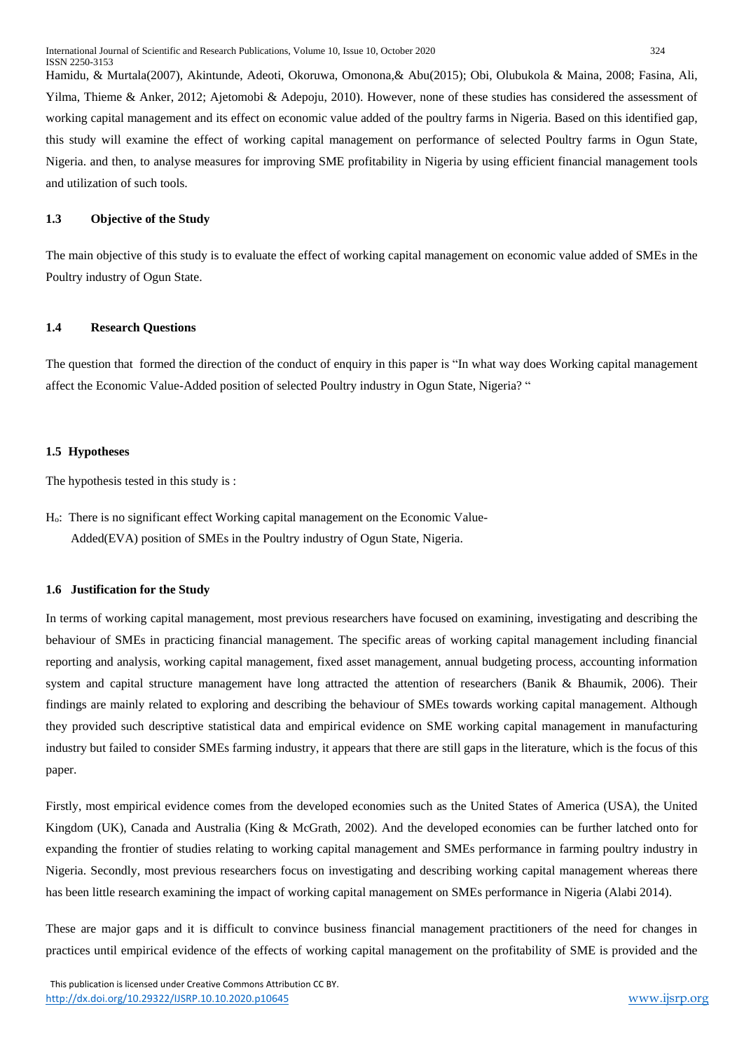Hamidu, & Murtala(2007), Akintunde, Adeoti, Okoruwa, Omonona,& Abu(2015); Obi, Olubukola & Maina, 2008; Fasina, Ali, Yilma, Thieme & Anker, 2012; Ajetomobi & Adepoju, 2010). However, none of these studies has considered the assessment of working capital management and its effect on economic value added of the poultry farms in Nigeria. Based on this identified gap, this study will examine the effect of working capital management on performance of selected Poultry farms in Ogun State, Nigeria. and then, to analyse measures for improving SME profitability in Nigeria by using efficient financial management tools and utilization of such tools.

### 1.3 Objective of the Study

The main objective of this study is to evaluate the effect of working capital management on economic value added of SMEs in the Poultry industry of Ogun State.

### 1.4 Research Questions

The question that formed the direction of the conduct of enquiry in this paper is "In what way does Working capital management affect the Economic Value-Added position of selected Poultry industry in Ogun State, Nigeria? "

### 1.5 Hypotheses

The hypothesis tested in this study is :

$H_o$: There is no significant effect Working capital management on the Economic Value-Added(EVA) position of SMEs in the Poultry industry of Ogun State, Nigeria.

### 1.6 Justification for the Study

In terms of working capital management, most previous researchers have focused on examining, investigating and describing the behaviour of SMEs in practicing financial management. The specific areas of working capital management including financial reporting and analysis, working capital management, fixed asset management, annual budgeting process, accounting information system and capital structure management have long attracted the attention of researchers (Banik & Bhaumik, 2006). Their findings are mainly related to exploring and describing the behaviour of SMEs towards working capital management. Although they provided such descriptive statistical data and empirical evidence on SME working capital management in manufacturing industry but failed to consider SMEs farming industry, it appears that there are still gaps in the literature, which is the focus of this paper.

Firstly, most empirical evidence comes from the developed economies such as the United States of America (USA), the United Kingdom (UK), Canada and Australia (King & McGrath, 2002). And the developed economies can be further latched onto for expanding the frontier of studies relating to working capital management and SMEs performance in farming poultry industry in Nigeria. Secondly, most previous researchers focus on investigating and describing working capital management whereas there has been little research examining the impact of working capital management on SMEs performance in Nigeria (Alabi 2014).

These are major gaps and it is difficult to convince business financial management practitioners of the need for changes in practices until empirical evidence of the effects of working capital management on the profitability of SME is provided and the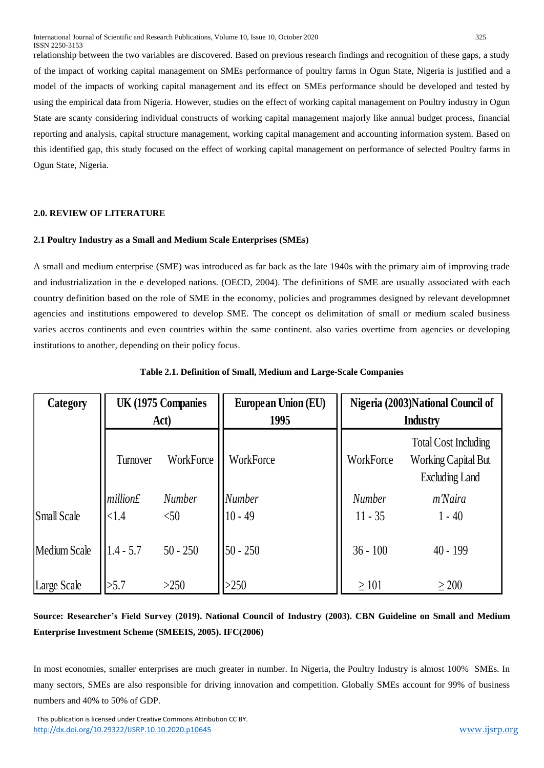relationship between the two variables are discovered. Based on previous research findings and recognition of these gaps, a study of the impact of working capital management on SMEs performance of poultry farms in Ogun State, Nigeria is justified and a model of the impacts of working capital management and its effect on SMEs performance should be developed and tested by using the empirical data from Nigeria. However, studies on the effect of working capital management on Poultry industry in Ogun State are scanty considering individual constructs of working capital management majorly like annual budget process, financial reporting and analysis, capital structure management, working capital management and accounting information system. Based on this identified gap, this study focused on the effect of working capital management on performance of selected Poultry farms in Ogun State, Nigeria.

## 2.0. REVIEW OF LITERATURE

### 2.1 Poultry Industry as a Small and Medium Scale Enterprises (SMEs)

A small and medium enterprise (SME) was introduced as far back as the late 1940s with the primary aim of improving trade and industrialization in the e developed nations. (OECD, 2004). The definitions of SME are usually associated with each country definition based on the role of SME in the economy, policies and programmes designed by relevant developmnet agencies and institutions empowered to develop SME. The concept os delimitation of small or medium scaled business varies accros continents and even countries within the same continent. also varies overtime from agencies or developing institutions to another, depending on their policy focus.

**Table 2.1. Definition of Small, Medium and Large-Scale Companies**

| Category | UK (1975 Companies Act) | | European Union (EU) 1995 | Nigeria (2003)National Council of Industry | |
|---|---|---|---|---|---|
| | Turnover | WorkForce | WorkForce | WorkForce | Total Cost Including Working Capital But Excluding Land |
| | *million£* | *Number* | *Number* | *Number* | *m'Naira* |
| Small Scale | <1.4 | <50 | 10 - 49 | 11 - 35 | 1 - 40 |
| Medium Scale | 1.4 - 5.7 | 50 - 250 | 50 - 250 | 36 - 100 | 40 - 199 |
| Large Scale | >5.7 | >250 | >250 | ≥ 101 | ≥ 200 |

**Source: Researcher's Field Survey (2019). National Council of Industry (2003). CBN Guideline on Small and Medium Enterprise Investment Scheme (SMEEIS, 2005). IFC(2006)**

In most economies, smaller enterprises are much greater in number. In Nigeria, the Poultry Industry is almost 100% SMEs. In many sectors, SMEs are also responsible for driving innovation and competition. Globally SMEs account for 99% of business numbers and 40% to 50% of GDP.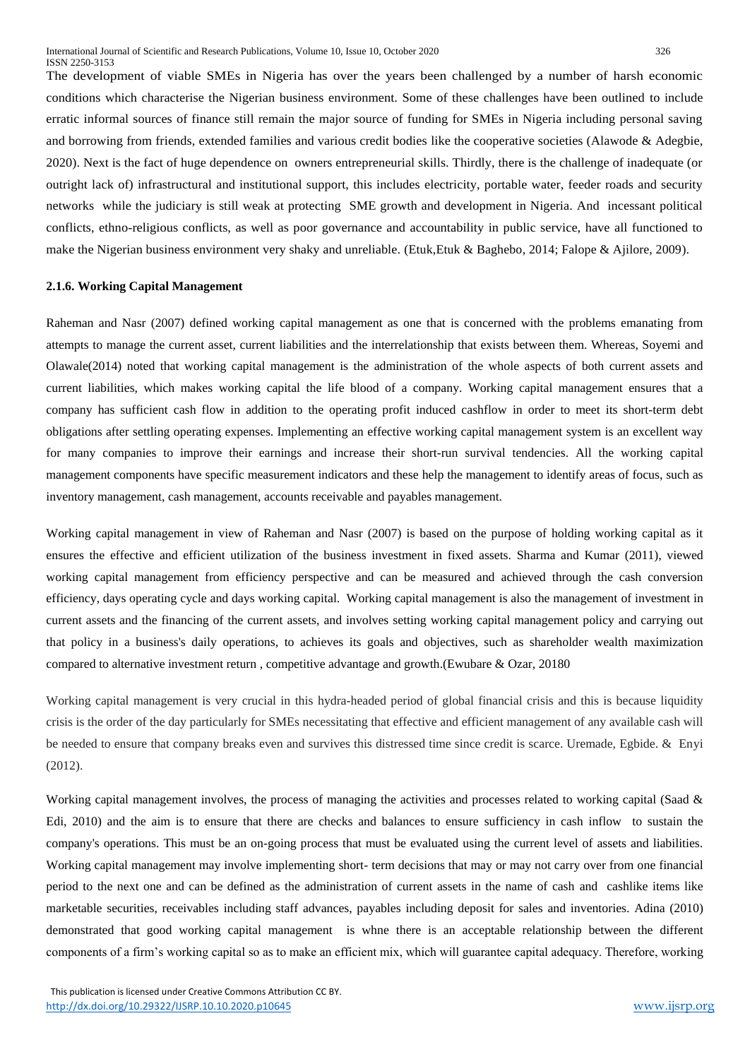The development of viable SMEs in Nigeria has over the years been challenged by a number of harsh economic conditions which characterise the Nigerian business environment. Some of these challenges have been outlined to include erratic informal sources of finance still remain the major source of funding for SMEs in Nigeria including personal saving and borrowing from friends, extended families and various credit bodies like the cooperative societies (Alawode & Adegbie, 2020). Next is the fact of huge dependence on owners entrepreneurial skills. Thirdly, there is the challenge of inadequate (or outright lack of) infrastructural and institutional support, this includes electricity, portable water, feeder roads and security networks while the judiciary is still weak at protecting SME growth and development in Nigeria. And incessant political conflicts, ethno-religious conflicts, as well as poor governance and accountability in public service, have all functioned to make the Nigerian business environment very shaky and unreliable. (Etuk,Etuk & Baghebo, 2014; Falope & Ajilore, 2009).

### 2.1.6. Working Capital Management

Raheman and Nasr (2007) defined working capital management as one that is concerned with the problems emanating from attempts to manage the current asset, current liabilities and the interrelationship that exists between them. Whereas, Soyemi and Olawale(2014) noted that working capital management is the administration of the whole aspects of both current assets and current liabilities, which makes working capital the life blood of a company. Working capital management ensures that a company has sufficient cash flow in addition to the operating profit induced cashflow in order to meet its short-term debt obligations after settling operating expenses. Implementing an effective working capital management system is an excellent way for many companies to improve their earnings and increase their short-run survival tendencies. All the working capital management components have specific measurement indicators and these help the management to identify areas of focus, such as inventory management, cash management, accounts receivable and payables management.

Working capital management in view of Raheman and Nasr (2007) is based on the purpose of holding working capital as it ensures the effective and efficient utilization of the business investment in fixed assets. Sharma and Kumar (2011), viewed working capital management from efficiency perspective and can be measured and achieved through the cash conversion efficiency, days operating cycle and days working capital. Working capital management is also the management of investment in current assets and the financing of the current assets, and involves setting working capital management policy and carrying out that policy in a business's daily operations, to achieves its goals and objectives, such as shareholder wealth maximization compared to alternative investment return , competitive advantage and growth.(Ewubare & Ozar, 20180

Working capital management is very crucial in this hydra-headed period of global financial crisis and this is because liquidity crisis is the order of the day particularly for SMEs necessitating that effective and efficient management of any available cash will be needed to ensure that company breaks even and survives this distressed time since credit is scarce. Uremade, Egbide. & Enyi (2012).

Working capital management involves, the process of managing the activities and processes related to working capital (Saad & Edi, 2010) and the aim is to ensure that there are checks and balances to ensure sufficiency in cash inflow to sustain the company's operations. This must be an on-going process that must be evaluated using the current level of assets and liabilities. Working capital management may involve implementing short- term decisions that may or may not carry over from one financial period to the next one and can be defined as the administration of current assets in the name of cash and cashlike items like marketable securities, receivables including staff advances, payables including deposit for sales and inventories. Adina (2010) demonstrated that good working capital management is whne there is an acceptable relationship between the different components of a firm's working capital so as to make an efficient mix, which will guarantee capital adequacy. Therefore, working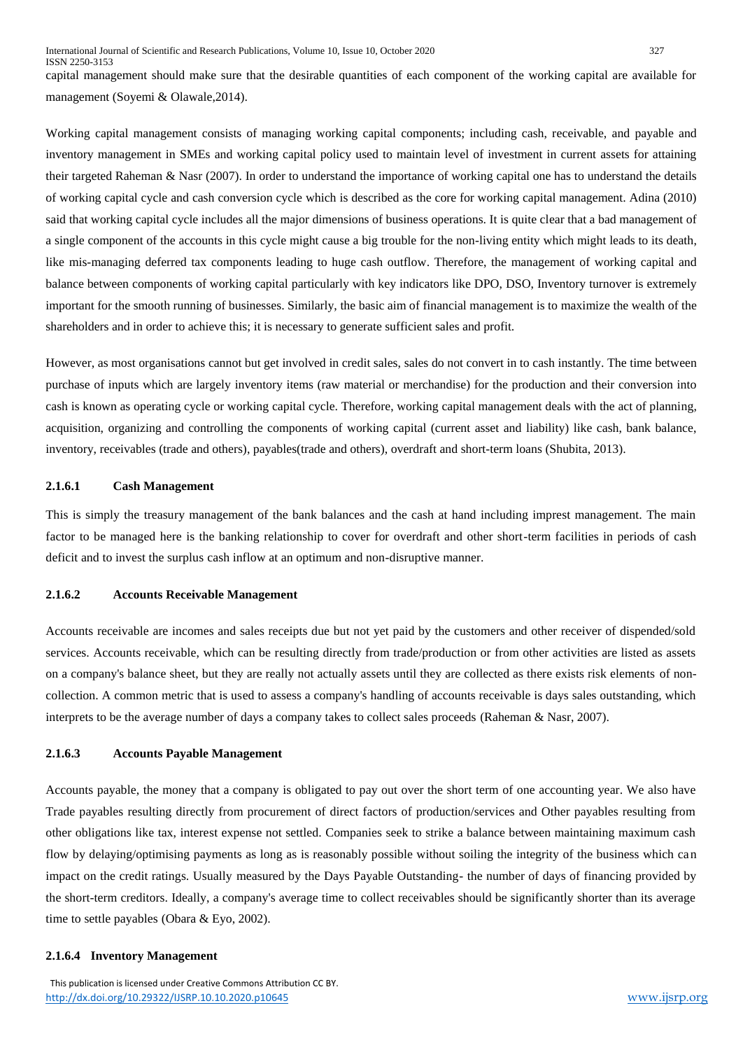capital management should make sure that the desirable quantities of each component of the working capital are available for management (Soyemi & Olawale,2014).

Working capital management consists of managing working capital components; including cash, receivable, and payable and inventory management in SMEs and working capital policy used to maintain level of investment in current assets for attaining their targeted Raheman & Nasr (2007). In order to understand the importance of working capital one has to understand the details of working capital cycle and cash conversion cycle which is described as the core for working capital management. Adina (2010) said that working capital cycle includes all the major dimensions of business operations. It is quite clear that a bad management of a single component of the accounts in this cycle might cause a big trouble for the non-living entity which might leads to its death, like mis-managing deferred tax components leading to huge cash outflow. Therefore, the management of working capital and balance between components of working capital particularly with key indicators like DPO, DSO, Inventory turnover is extremely important for the smooth running of businesses. Similarly, the basic aim of financial management is to maximize the wealth of the shareholders and in order to achieve this; it is necessary to generate sufficient sales and profit.

However, as most organisations cannot but get involved in credit sales, sales do not convert in to cash instantly. The time between purchase of inputs which are largely inventory items (raw material or merchandise) for the production and their conversion into cash is known as operating cycle or working capital cycle. Therefore, working capital management deals with the act of planning, acquisition, organizing and controlling the components of working capital (current asset and liability) like cash, bank balance, inventory, receivables (trade and others), payables(trade and others), overdraft and short-term loans (Shubita, 2013).

#### 2.1.6.1 Cash Management

This is simply the treasury management of the bank balances and the cash at hand including imprest management. The main factor to be managed here is the banking relationship to cover for overdraft and other short-term facilities in periods of cash deficit and to invest the surplus cash inflow at an optimum and non-disruptive manner.

#### 2.1.6.2 Accounts Receivable Management

Accounts receivable are incomes and sales receipts due but not yet paid by the customers and other receiver of dispended/sold services. Accounts receivable, which can be resulting directly from trade/production or from other activities are listed as assets on a company's balance sheet, but they are really not actually assets until they are collected as there exists risk elements of non-collection. A common metric that is used to assess a company's handling of accounts receivable is days sales outstanding, which interprets to be the average number of days a company takes to collect sales proceeds (Raheman & Nasr, 2007).

#### 2.1.6.3 Accounts Payable Management

Accounts payable, the money that a company is obligated to pay out over the short term of one accounting year. We also have Trade payables resulting directly from procurement of direct factors of production/services and Other payables resulting from other obligations like tax, interest expense not settled. Companies seek to strike a balance between maintaining maximum cash flow by delaying/optimising payments as long as is reasonably possible without soiling the integrity of the business which can impact on the credit ratings. Usually measured by the Days Payable Outstanding- the number of days of financing provided by the short-term creditors. Ideally, a company's average time to collect receivables should be significantly shorter than its average time to settle payables (Obara & Eyo, 2002).

#### 2.1.6.4 Inventory Management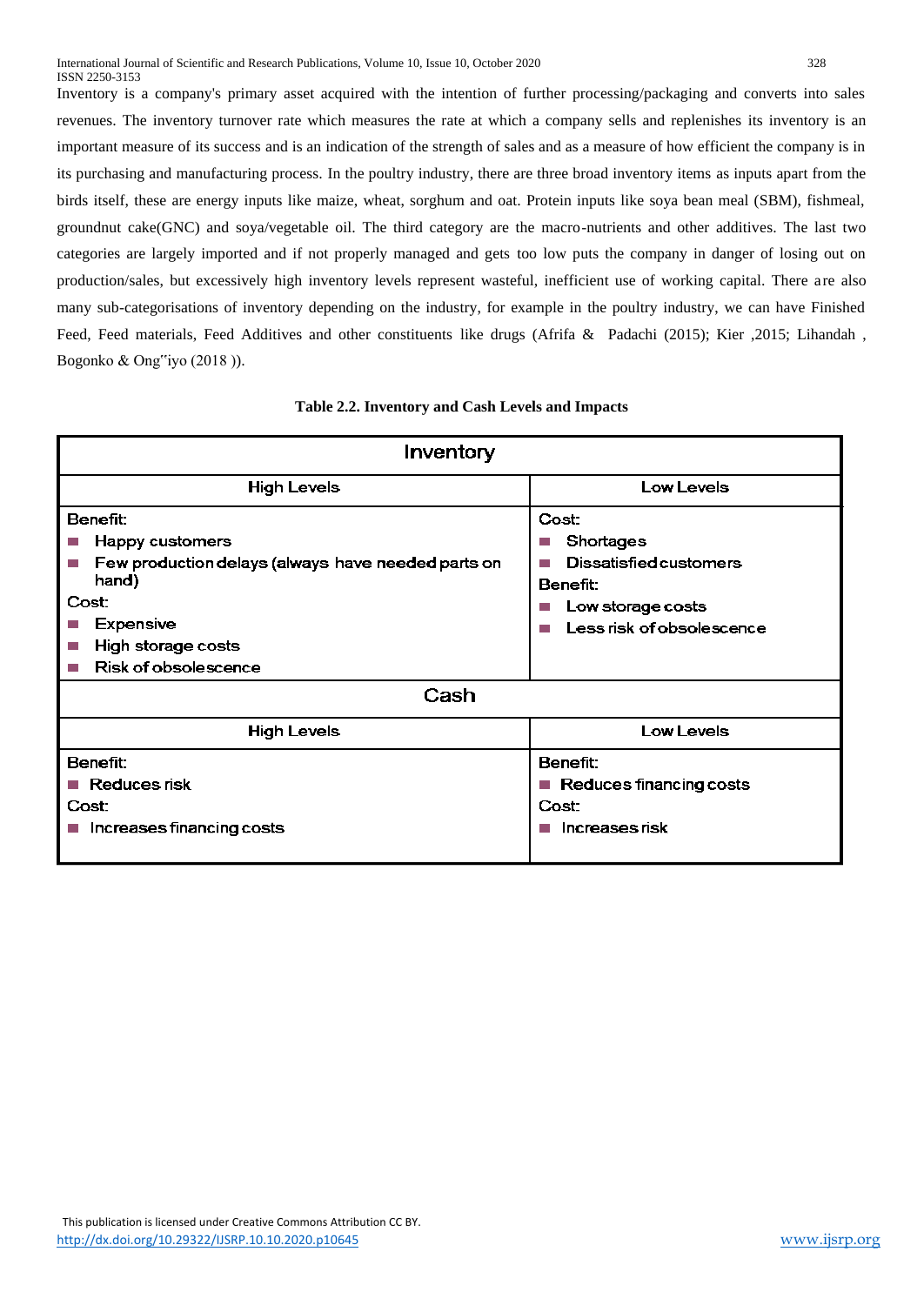Inventory is a company's primary asset acquired with the intention of further processing/packaging and converts into sales revenues. The inventory turnover rate which measures the rate at which a company sells and replenishes its inventory is an important measure of its success and is an indication of the strength of sales and as a measure of how efficient the company is in its purchasing and manufacturing process. In the poultry industry, there are three broad inventory items as inputs apart from the birds itself, these are energy inputs like maize, wheat, sorghum and oat. Protein inputs like soya bean meal (SBM), fishmeal, groundnut cake(GNC) and soya/vegetable oil. The third category are the macro-nutrients and other additives. The last two categories are largely imported and if not properly managed and gets too low puts the company in danger of losing out on production/sales, but excessively high inventory levels represent wasteful, inefficient use of working capital. There are also many sub-categorisations of inventory depending on the industry, for example in the poultry industry, we can have Finished Feed, Feed materials, Feed Additives and other constituents like drugs (Afrifa & Padachi (2015); Kier ,2015; Lihandah , Bogonko & Ong"iyo (2018 )).

**Table 2.2. Inventory and Cash Levels and Impacts**

| Inventory | |
|---|---|
| **High Levels** | **Low Levels** |
| Benefit:<br>■ Happy customers<br>■ Few production delays (always have needed parts on hand)<br>Cost:<br>■ Expensive<br>■ High storage costs<br>■ Risk of obsolescence | Cost:<br>■ Shortages<br>■ Dissatisfied customers<br>Benefit:<br>■ Low storage costs<br>■ Less risk of obsolescence |
| **Cash** | |
| **High Levels** | **Low Levels** |
| Benefit:<br>■ Reduces risk<br>Cost:<br>■ Increases financing costs | Benefit:<br>■ Reduces financing costs<br>Cost:<br>■ Increases risk |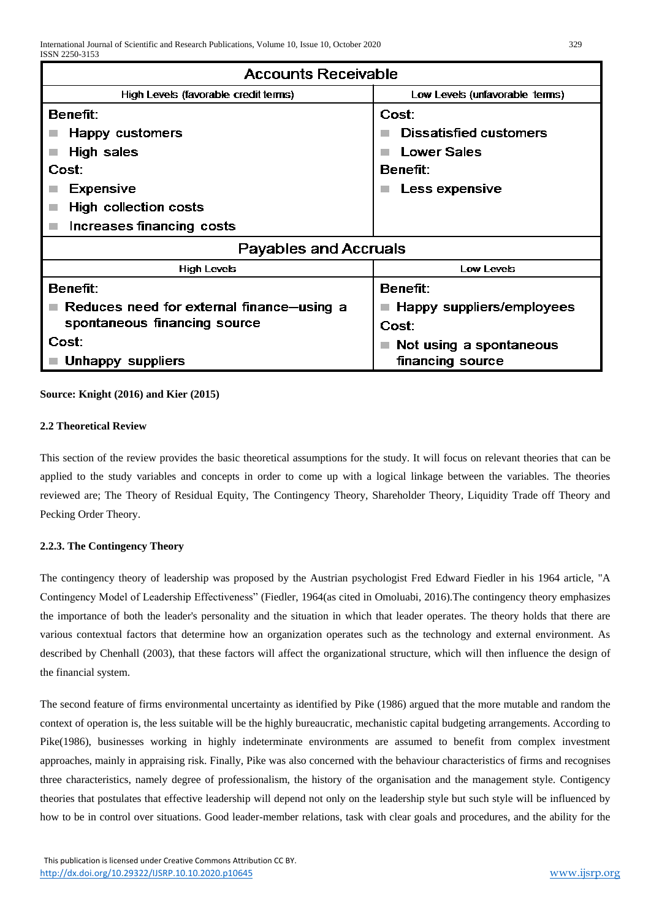| Accounts Receivable | |
|---|---|
| High Levels (favorable credit terms) | Low Levels (unfavorable terms) |
| Benefit:<br>■ Happy customers<br>■ High sales<br>Cost:<br>■ Expensive<br>■ High collection costs<br>■ Increases financing costs | Cost:<br>■ Dissatisfied customers<br>■ Lower Sales<br>Benefit:<br>■ Less expensive |
| **Payables and Accruals** | |
| High Levels | Low Levels |
| Benefit:<br>■ Reduces need for external finance—using a spontaneous financing source<br>Cost:<br>■ Unhappy suppliers | Benefit:<br>■ Happy suppliers/employees<br>Cost:<br>■ Not using a spontaneous financing source |

**Source: Knight (2016) and Kier (2015)**

### 2.2 Theoretical Review

This section of the review provides the basic theoretical assumptions for the study. It will focus on relevant theories that can be applied to the study variables and concepts in order to come up with a logical linkage between the variables. The theories reviewed are; The Theory of Residual Equity, The Contingency Theory, Shareholder Theory, Liquidity Trade off Theory and Pecking Order Theory.

### 2.2.3. The Contingency Theory

The contingency theory of leadership was proposed by the Austrian psychologist Fred Edward Fiedler in his 1964 article, "A Contingency Model of Leadership Effectiveness" (Fiedler, 1964(as cited in Omoluabi, 2016).The contingency theory emphasizes the importance of both the leader's personality and the situation in which that leader operates. The theory holds that there are various contextual factors that determine how an organization operates such as the technology and external environment. As described by Chenhall (2003), that these factors will affect the organizational structure, which will then influence the design of the financial system.

The second feature of firms environmental uncertainty as identified by Pike (1986) argued that the more mutable and random the context of operation is, the less suitable will be the highly bureaucratic, mechanistic capital budgeting arrangements. According to Pike(1986), businesses working in highly indeterminate environments are assumed to benefit from complex investment approaches, mainly in appraising risk. Finally, Pike was also concerned with the behaviour characteristics of firms and recognises three characteristics, namely degree of professionalism, the history of the organisation and the management style. Contigency theories that postulates that effective leadership will depend not only on the leadership style but such style will be influenced by how to be in control over situations. Good leader-member relations, task with clear goals and procedures, and the ability for the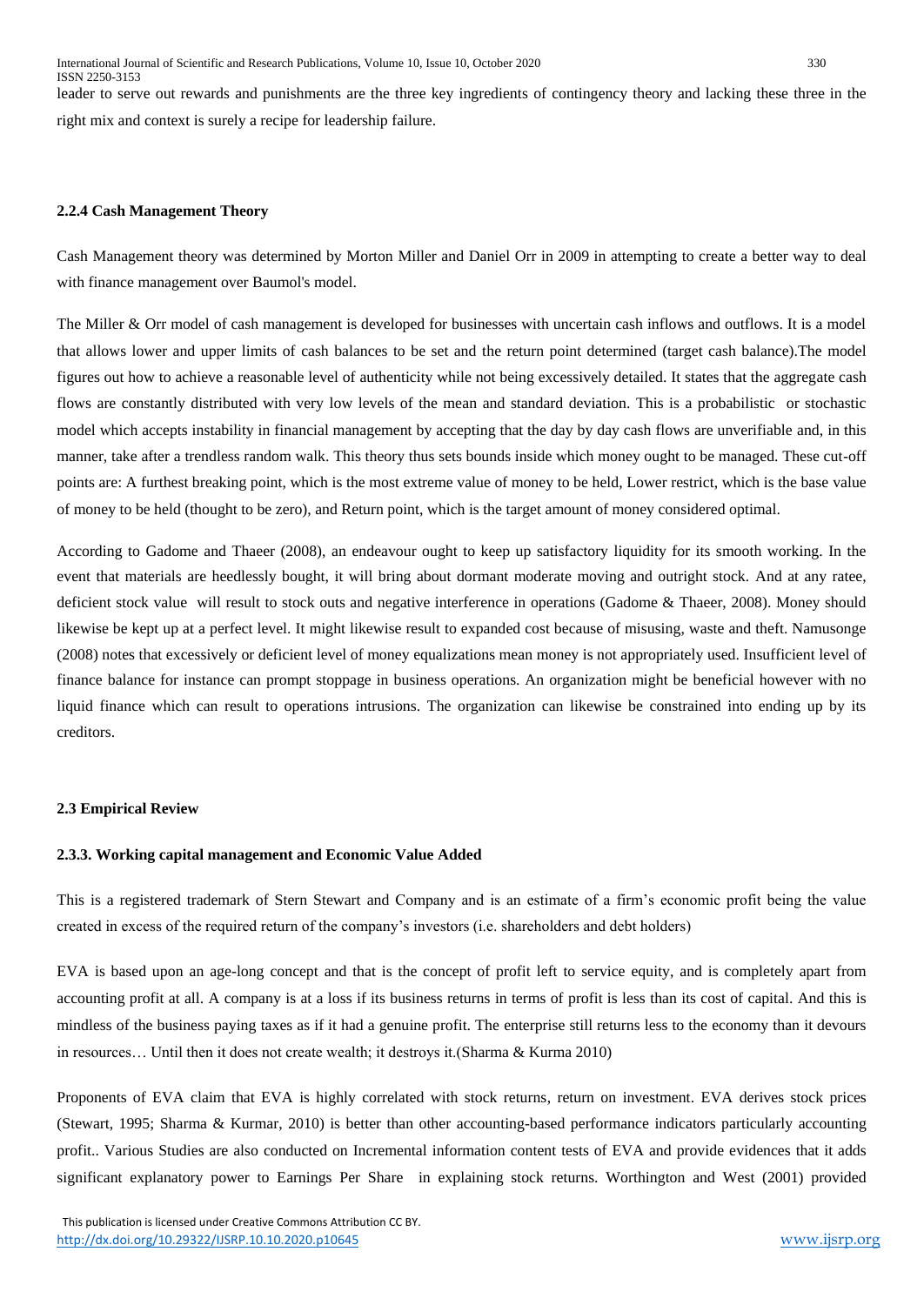leader to serve out rewards and punishments are the three key ingredients of contingency theory and lacking these three in the right mix and context is surely a recipe for leadership failure.

#### 2.2.4 Cash Management Theory

Cash Management theory was determined by Morton Miller and Daniel Orr in 2009 in attempting to create a better way to deal with finance management over Baumol's model.

The Miller & Orr model of cash management is developed for businesses with uncertain cash inflows and outflows. It is a model that allows lower and upper limits of cash balances to be set and the return point determined (target cash balance).The model figures out how to achieve a reasonable level of authenticity while not being excessively detailed. It states that the aggregate cash flows are constantly distributed with very low levels of the mean and standard deviation. This is a probabilistic or stochastic model which accepts instability in financial management by accepting that the day by day cash flows are unverifiable and, in this manner, take after a trendless random walk. This theory thus sets bounds inside which money ought to be managed. These cut-off points are: A furthest breaking point, which is the most extreme value of money to be held, Lower restrict, which is the base value of money to be held (thought to be zero), and Return point, which is the target amount of money considered optimal.

According to Gadome and Thaeer (2008), an endeavour ought to keep up satisfactory liquidity for its smooth working. In the event that materials are heedlessly bought, it will bring about dormant moderate moving and outright stock. And at any ratee, deficient stock value will result to stock outs and negative interference in operations (Gadome & Thaeer, 2008). Money should likewise be kept up at a perfect level. It might likewise result to expanded cost because of misusing, waste and theft. Namusonge (2008) notes that excessively or deficient level of money equalizations mean money is not appropriately used. Insufficient level of finance balance for instance can prompt stoppage in business operations. An organization might be beneficial however with no liquid finance which can result to operations intrusions. The organization can likewise be constrained into ending up by its creditors.

### 2.3 Empirical Review

#### 2.3.3. Working capital management and Economic Value Added

This is a registered trademark of Stern Stewart and Company and is an estimate of a firm's economic profit being the value created in excess of the required return of the company's investors (i.e. shareholders and debt holders)

EVA is based upon an age-long concept and that is the concept of profit left to service equity, and is completely apart from accounting profit at all. A company is at a loss if its business returns in terms of profit is less than its cost of capital. And this is mindless of the business paying taxes as if it had a genuine profit. The enterprise still returns less to the economy than it devours in resources… Until then it does not create wealth; it destroys it.(Sharma & Kurma 2010)

Proponents of EVA claim that EVA is highly correlated with stock returns, return on investment. EVA derives stock prices (Stewart, 1995; Sharma & Kurmar, 2010) is better than other accounting-based performance indicators particularly accounting profit.. Various Studies are also conducted on Incremental information content tests of EVA and provide evidences that it adds significant explanatory power to Earnings Per Share in explaining stock returns. Worthington and West (2001) provided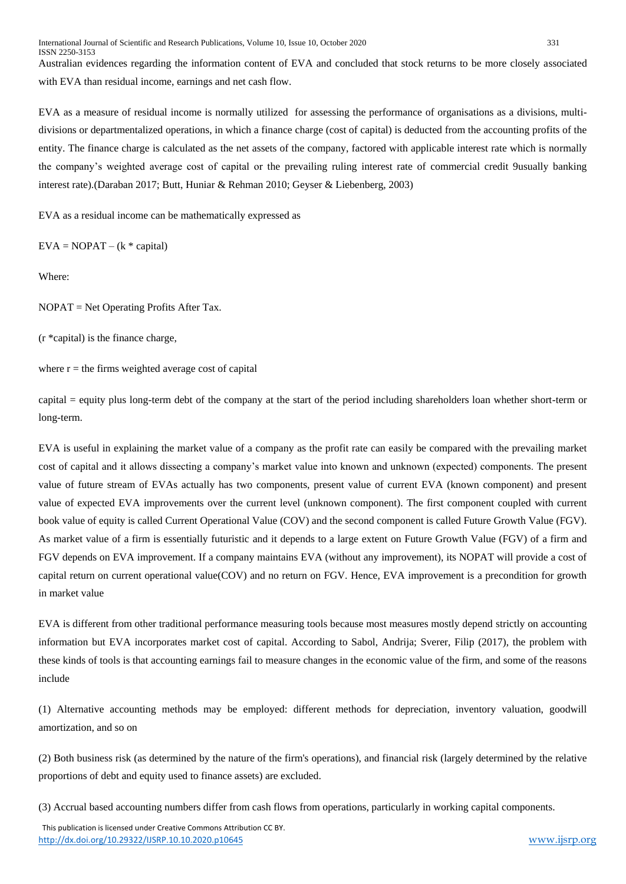Australian evidences regarding the information content of EVA and concluded that stock returns to be more closely associated with EVA than residual income, earnings and net cash flow.

EVA as a measure of residual income is normally utilized for assessing the performance of organisations as a divisions, multi-divisions or departmentalized operations, in which a finance charge (cost of capital) is deducted from the accounting profits of the entity. The finance charge is calculated as the net assets of the company, factored with applicable interest rate which is normally the company's weighted average cost of capital or the prevailing ruling interest rate of commercial credit 9usually banking interest rate).(Daraban 2017; Butt, Huniar & Rehman 2010; Geyser & Liebenberg, 2003)

EVA as a residual income can be mathematically expressed as

$$EVA = NOPAT - (k * capital)$$

Where:

NOPAT = Net Operating Profits After Tax.

($r$ *capital) is the finance charge,

where $r$ = the firms weighted average cost of capital

capital = equity plus long-term debt of the company at the start of the period including shareholders loan whether short-term or long-term.

EVA is useful in explaining the market value of a company as the profit rate can easily be compared with the prevailing market cost of capital and it allows dissecting a company's market value into known and unknown (expected) components. The present value of future stream of EVAs actually has two components, present value of current EVA (known component) and present value of expected EVA improvements over the current level (unknown component). The first component coupled with current book value of equity is called Current Operational Value (COV) and the second component is called Future Growth Value (FGV). As market value of a firm is essentially futuristic and it depends to a large extent on Future Growth Value (FGV) of a firm and FGV depends on EVA improvement. If a company maintains EVA (without any improvement), its NOPAT will provide a cost of capital return on current operational value(COV) and no return on FGV. Hence, EVA improvement is a precondition for growth in market value

EVA is different from other traditional performance measuring tools because most measures mostly depend strictly on accounting information but EVA incorporates market cost of capital. According to Sabol, Andrija; Sverer, Filip (2017), the problem with these kinds of tools is that accounting earnings fail to measure changes in the economic value of the firm, and some of the reasons include

(1) Alternative accounting methods may be employed: different methods for depreciation, inventory valuation, goodwill amortization, and so on

(2) Both business risk (as determined by the nature of the firm's operations), and financial risk (largely determined by the relative proportions of debt and equity used to finance assets) are excluded.

(3) Accrual based accounting numbers differ from cash flows from operations, particularly in working capital components.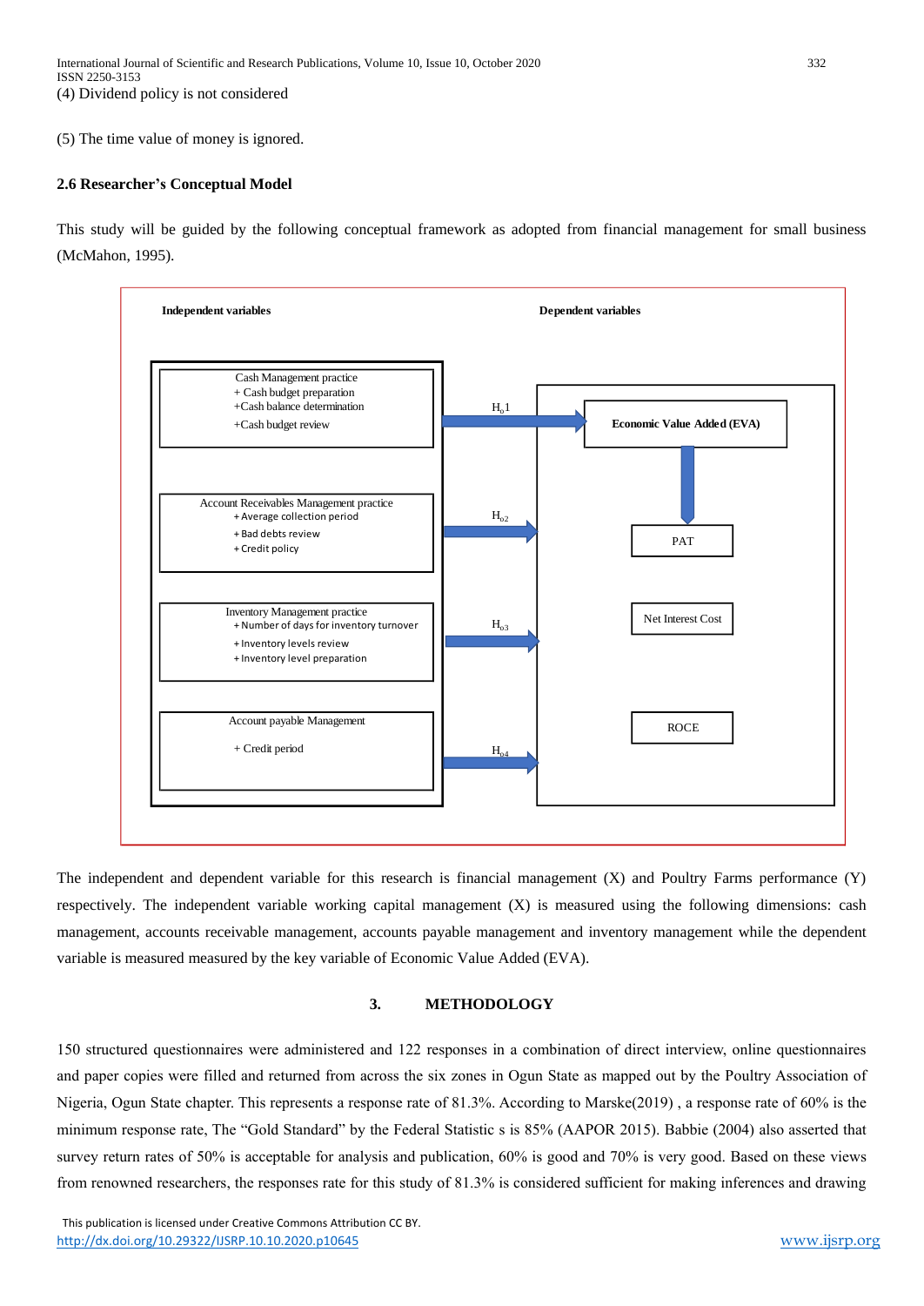(4) Dividend policy is not considered

(5) The time value of money is ignored.

### 2.6 Researcher's Conceptual Model

This study will be guided by the following conceptual framework as adopted from financial management for small business (McMahon, 1995).

**Independent variables**

Cash Management practice
+ Cash budget preparation
+Cash balance determination
+Cash budget review

Account Receivables Management practice
+ Average collection period
+ Bad debts review
+ Credit policy

Inventory Management practice
+ Number of days for inventory turnover
+ Inventory levels review
+ Inventory level preparation

Account payable Management
+ Credit period

$H_o1$, $H_{o2}$, $H_{o3}$, $H_{o4}$

**Dependent variables**

**Economic Value Added (EVA)**

PAT

Net Interest Cost

ROCE

The independent and dependent variable for this research is financial management (X) and Poultry Farms performance (Y) respectively. The independent variable working capital management (X) is measured using the following dimensions: cash management, accounts receivable management, accounts payable management and inventory management while the dependent variable is measured measured by the key variable of Economic Value Added (EVA).

## 3. METHODOLOGY

150 structured questionnaires were administered and 122 responses in a combination of direct interview, online questionnaires and paper copies were filled and returned from across the six zones in Ogun State as mapped out by the Poultry Association of Nigeria, Ogun State chapter. This represents a response rate of 81.3%. According to Marske(2019) , a response rate of 60% is the minimum response rate, The "Gold Standard" by the Federal Statistic s is 85% (AAPOR 2015). Babbie (2004) also asserted that survey return rates of 50% is acceptable for analysis and publication, 60% is good and 70% is very good. Based on these views from renowned researchers, the responses rate for this study of 81.3% is considered sufficient for making inferences and drawing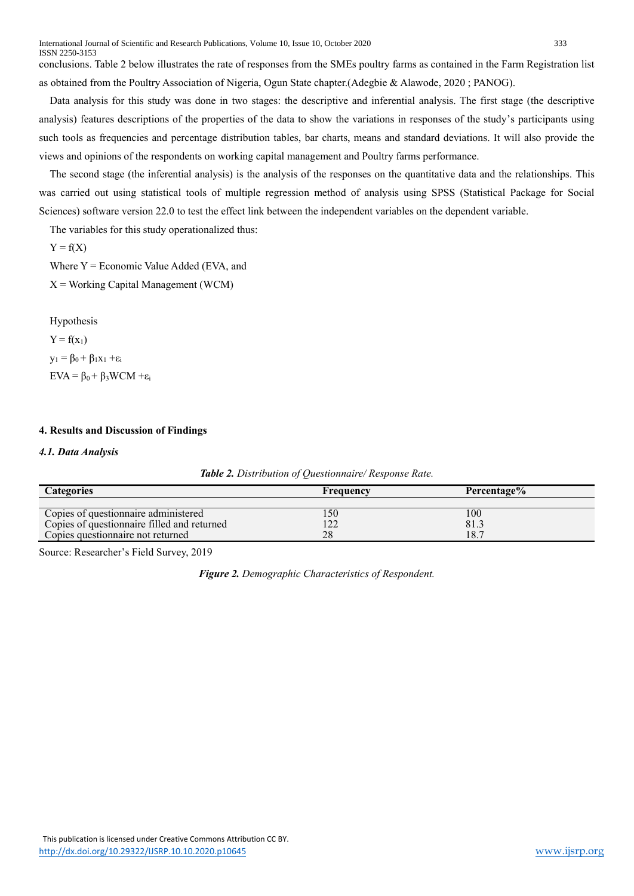conclusions. Table 2 below illustrates the rate of responses from the SMEs poultry farms as contained in the Farm Registration list as obtained from the Poultry Association of Nigeria, Ogun State chapter.(Adegbie & Alawode, 2020 ; PANOG).

Data analysis for this study was done in two stages: the descriptive and inferential analysis. The first stage (the descriptive analysis) features descriptions of the properties of the data to show the variations in responses of the study's participants using such tools as frequencies and percentage distribution tables, bar charts, means and standard deviations. It will also provide the views and opinions of the respondents on working capital management and Poultry farms performance.

The second stage (the inferential analysis) is the analysis of the responses on the quantitative data and the relationships. This was carried out using statistical tools of multiple regression method of analysis using SPSS (Statistical Package for Social Sciences) software version 22.0 to test the effect link between the independent variables on the dependent variable.

The variables for this study operationalized thus:

$Y = f(X)$

Where Y = Economic Value Added (EVA, and

X = Working Capital Management (WCM)

Hypothesis

$Y = f(x_1)$

$y_1 = \beta_0 + \beta_1 x_1 + \varepsilon_i$

$EVA = \beta_0 + \beta_3 WCM + \varepsilon_i$

## 4. Results and Discussion of Findings

### *4.1. Data Analysis*

***Table 2.*** *Distribution of Questionnaire/ Response Rate.*

| Categories | Frequency | Percentage% |
|---|---|---|
| Copies of questionnaire administered | 150 | 100 |
| Copies of questionnaire filled and returned | 122 | 81.3 |
| Copies questionnaire not returned | 28 | 18.7 |

Source: Researcher's Field Survey, 2019

***Figure 2.*** *Demographic Characteristics of Respondent.*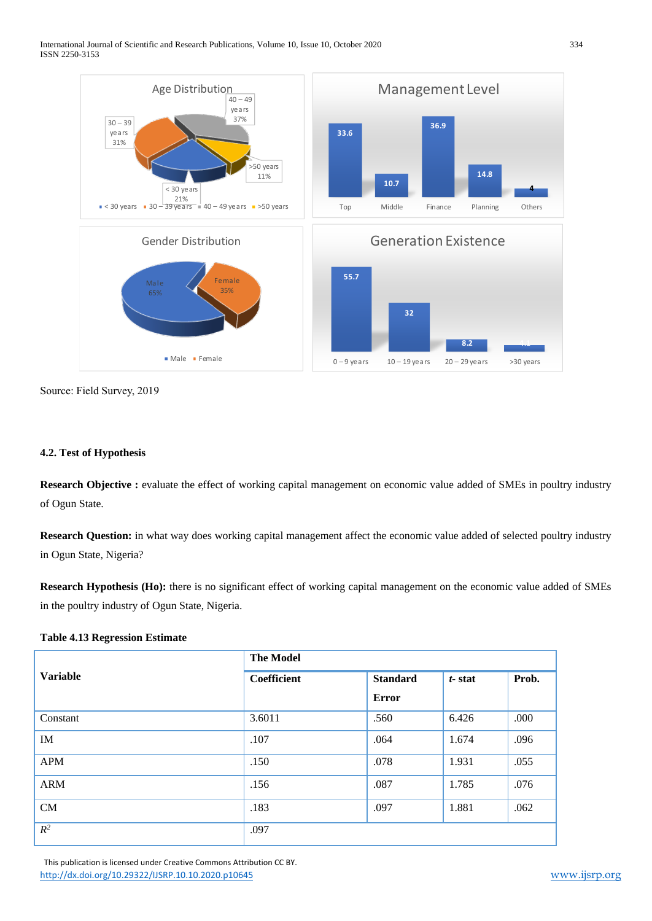Source: Field Survey, 2019

### 4.2. Test of Hypothesis

**Research Objective :** evaluate the effect of working capital management on economic value added of SMEs in poultry industry of Ogun State.

**Research Question:** in what way does working capital management affect the economic value added of selected poultry industry in Ogun State, Nigeria?

**Research Hypothesis (Ho):** there is no significant effect of working capital management on the economic value added of SMEs in the poultry industry of Ogun State, Nigeria.

**Table 4.13 Regression Estimate**

| Variable | The Model | | | |
|---|---|---|---|---|
| | **Coefficient** | **Standard Error** | ***t*- stat** | **Prob.** |
| Constant | 3.6011 | .560 | 6.426 | .000 |
| IM | .107 | .064 | 1.674 | .096 |
| APM | .150 | .078 | 1.931 | .055 |
| ARM | .156 | .087 | 1.785 | .076 |
| CM | .183 | .097 | 1.881 | .062 |
| $R^2$ | .097 | | | |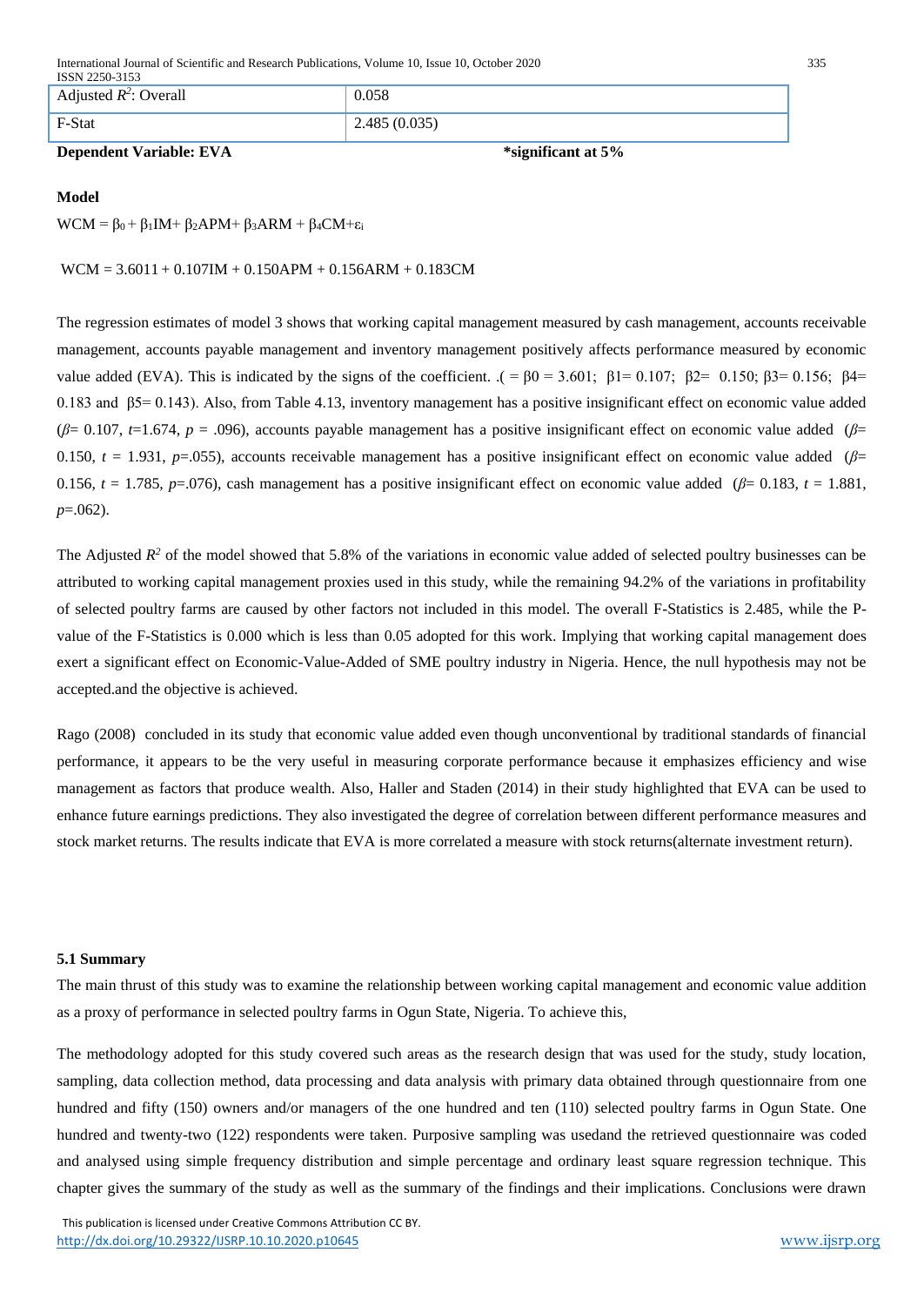| Adjusted $R^2$: Overall | 0.058 |
|---|---|
| F-Stat | 2.485 (0.035) |

**Dependent Variable: EVA** **\*significant at 5%**

**Model**

$$WCM = \beta_0 + \beta_1 IM + \beta_2 APM + \beta_3 ARM + \beta_4 CM + \varepsilon_i$$

$$WCM = 3.6011 + 0.107IM + 0.150APM + 0.156ARM + 0.183CM$$

The regression estimates of model 3 shows that working capital management measured by cash management, accounts receivable management, accounts payable management and inventory management positively affects performance measured by economic value added (EVA). This is indicated by the signs of the coefficient. .( = $\beta0 = 3.601$; $\beta1= 0.107$; $\beta2= 0.150$; $\beta3= 0.156$; $\beta4= 0.183$ and $\beta5= 0.143$). Also, from Table 4.13, inventory management has a positive insignificant effect on economic value added ($\beta$= 0.107, $t$=1.674, $p$ = .096), accounts payable management has a positive insignificant effect on economic value added ($\beta$= 0.150, $t$ = 1.931, $p$=.055), accounts receivable management has a positive insignificant effect on economic value added ($\beta$= 0.156, $t$ = 1.785, $p$=.076), cash management has a positive insignificant effect on economic value added ($\beta$= 0.183, $t$ = 1.881, $p$=.062).

The Adjusted $R^2$ of the model showed that 5.8% of the variations in economic value added of selected poultry businesses can be attributed to working capital management proxies used in this study, while the remaining 94.2% of the variations in profitability of selected poultry farms are caused by other factors not included in this model. The overall F-Statistics is 2.485, while the P-value of the F-Statistics is 0.000 which is less than 0.05 adopted for this work. Implying that working capital management does exert a significant effect on Economic-Value-Added of SME poultry industry in Nigeria. Hence, the null hypothesis may not be accepted.and the objective is achieved.

Rago (2008) concluded in its study that economic value added even though unconventional by traditional standards of financial performance, it appears to be the very useful in measuring corporate performance because it emphasizes efficiency and wise management as factors that produce wealth. Also, Haller and Staden (2014) in their study highlighted that EVA can be used to enhance future earnings predictions. They also investigated the degree of correlation between different performance measures and stock market returns. The results indicate that EVA is more correlated a measure with stock returns(alternate investment return).

### 5.1 Summary

The main thrust of this study was to examine the relationship between working capital management and economic value addition as a proxy of performance in selected poultry farms in Ogun State, Nigeria. To achieve this,

The methodology adopted for this study covered such areas as the research design that was used for the study, study location, sampling, data collection method, data processing and data analysis with primary data obtained through questionnaire from one hundred and fifty (150) owners and/or managers of the one hundred and ten (110) selected poultry farms in Ogun State. One hundred and twenty-two (122) respondents were taken. Purposive sampling was usedand the retrieved questionnaire was coded and analysed using simple frequency distribution and simple percentage and ordinary least square regression technique. This chapter gives the summary of the study as well as the summary of the findings and their implications. Conclusions were drawn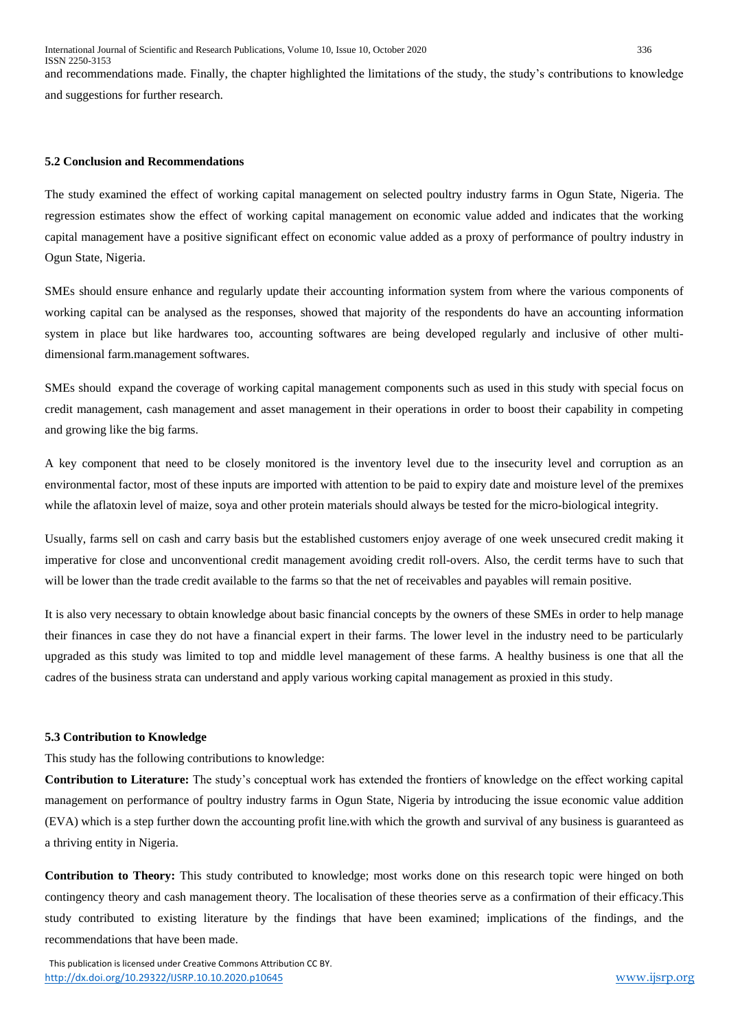and recommendations made. Finally, the chapter highlighted the limitations of the study, the study's contributions to knowledge and suggestions for further research.

### 5.2 Conclusion and Recommendations

The study examined the effect of working capital management on selected poultry industry farms in Ogun State, Nigeria. The regression estimates show the effect of working capital management on economic value added and indicates that the working capital management have a positive significant effect on economic value added as a proxy of performance of poultry industry in Ogun State, Nigeria.

SMEs should ensure enhance and regularly update their accounting information system from where the various components of working capital can be analysed as the responses, showed that majority of the respondents do have an accounting information system in place but like hardwares too, accounting softwares are being developed regularly and inclusive of other multi-dimensional farm.management softwares.

SMEs should expand the coverage of working capital management components such as used in this study with special focus on credit management, cash management and asset management in their operations in order to boost their capability in competing and growing like the big farms.

A key component that need to be closely monitored is the inventory level due to the insecurity level and corruption as an environmental factor, most of these inputs are imported with attention to be paid to expiry date and moisture level of the premixes while the aflatoxin level of maize, soya and other protein materials should always be tested for the micro-biological integrity.

Usually, farms sell on cash and carry basis but the established customers enjoy average of one week unsecured credit making it imperative for close and unconventional credit management avoiding credit roll-overs. Also, the cerdit terms have to such that will be lower than the trade credit available to the farms so that the net of receivables and payables will remain positive.

It is also very necessary to obtain knowledge about basic financial concepts by the owners of these SMEs in order to help manage their finances in case they do not have a financial expert in their farms. The lower level in the industry need to be particularly upgraded as this study was limited to top and middle level management of these farms. A healthy business is one that all the cadres of the business strata can understand and apply various working capital management as proxied in this study.

### 5.3 Contribution to Knowledge

This study has the following contributions to knowledge:

**Contribution to Literature:** The study's conceptual work has extended the frontiers of knowledge on the effect working capital management on performance of poultry industry farms in Ogun State, Nigeria by introducing the issue economic value addition (EVA) which is a step further down the accounting profit line.with which the growth and survival of any business is guaranteed as a thriving entity in Nigeria.

**Contribution to Theory:** This study contributed to knowledge; most works done on this research topic were hinged on both contingency theory and cash management theory. The localisation of these theories serve as a confirmation of their efficacy.This study contributed to existing literature by the findings that have been examined; implications of the findings, and the recommendations that have been made.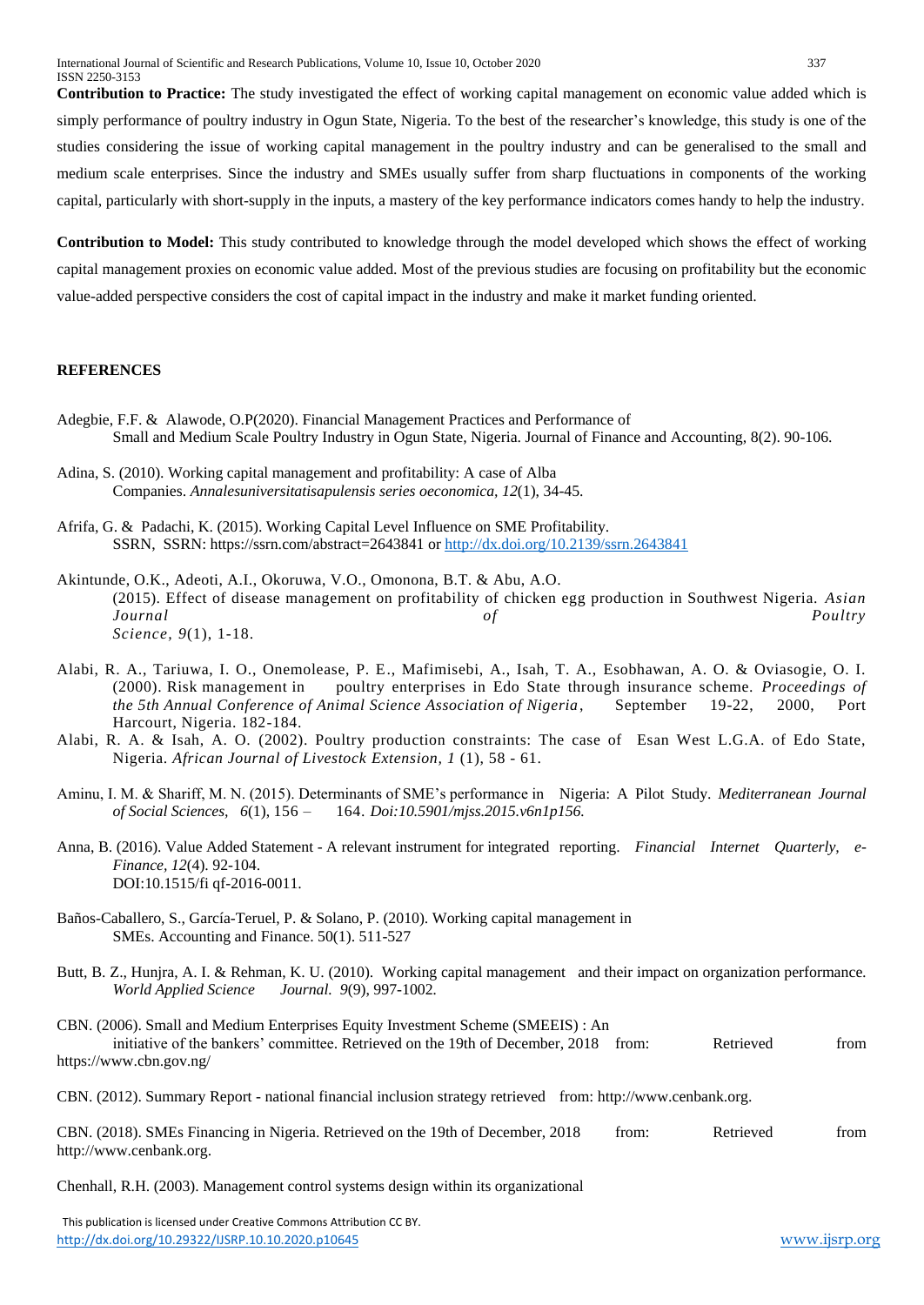**Contribution to Practice:** The study investigated the effect of working capital management on economic value added which is simply performance of poultry industry in Ogun State, Nigeria. To the best of the researcher's knowledge, this study is one of the studies considering the issue of working capital management in the poultry industry and can be generalised to the small and medium scale enterprises. Since the industry and SMEs usually suffer from sharp fluctuations in components of the working capital, particularly with short-supply in the inputs, a mastery of the key performance indicators comes handy to help the industry.

**Contribution to Model:** This study contributed to knowledge through the model developed which shows the effect of working capital management proxies on economic value added. Most of the previous studies are focusing on profitability but the economic value-added perspective considers the cost of capital impact in the industry and make it market funding oriented.

## REFERENCES

Adegbie, F.F. & Alawode, O.P(2020). Financial Management Practices and Performance of Small and Medium Scale Poultry Industry in Ogun State, Nigeria. Journal of Finance and Accounting, 8(2). 90-106.

Adina, S. (2010). Working capital management and profitability: A case of Alba Companies. *Annalesuniversitatisapulensis series oeconomica, 12*(1), 34-45.

Afrifa, G. & Padachi, K. (2015). Working Capital Level Influence on SME Profitability. SSRN, SSRN: https://ssrn.com/abstract=2643841 or http://dx.doi.org/10.2139/ssrn.2643841

Akintunde, O.K., Adeoti, A.I., Okoruwa, V.O., Omonona, B.T. & Abu, A.O. (2015). Effect of disease management on profitability of chicken egg production in Southwest Nigeria. *Asian Journal of Poultry Science, 9*(1), 1-18.

Alabi, R. A., Tariuwa, I. O., Onemolease, P. E., Mafimisebi, A., Isah, T. A., Esobhawan, A. O. & Oviasogie, O. I. (2000). Risk management in poultry enterprises in Edo State through insurance scheme. *Proceedings of the 5th Annual Conference of Animal Science Association of Nigeria*, September 19-22, 2000, Port Harcourt, Nigeria. 182-184.

Alabi, R. A. & Isah, A. O. (2002). Poultry production constraints: The case of Esan West L.G.A. of Edo State, Nigeria. *African Journal of Livestock Extension, 1* (1), 58 - 61.

Aminu, I. M. & Shariff, M. N. (2015). Determinants of SME's performance in Nigeria: A Pilot Study. *Mediterranean Journal of Social Sciences, 6*(1), 156 – 164. *Doi:10.5901/mjss.2015.v6n1p156.*

Anna, B. (2016). Value Added Statement - A relevant instrument for integrated reporting. *Financial Internet Quarterly, e-Finance, 12*(4). 92-104. DOI:10.1515/fi qf-2016-0011.

Baños-Caballero, S., García-Teruel, P. & Solano, P. (2010). Working capital management in SMEs. Accounting and Finance. 50(1). 511-527

Butt, B. Z., Hunjra, A. I. & Rehman, K. U. (2010). Working capital management and their impact on organization performance. *World Applied Science Journal. 9*(9), 997-1002.

CBN. (2006). Small and Medium Enterprises Equity Investment Scheme (SMEEIS) : An initiative of the bankers' committee. Retrieved on the 19th of December, 2018 from: Retrieved from https://www.cbn.gov.ng/

CBN. (2012). Summary Report - national financial inclusion strategy retrieved from: http://www.cenbank.org.

CBN. (2018). SMEs Financing in Nigeria. Retrieved on the 19th of December, 2018 from: Retrieved from http://www.cenbank.org.

Chenhall, R.H. (2003). Management control systems design within its organizational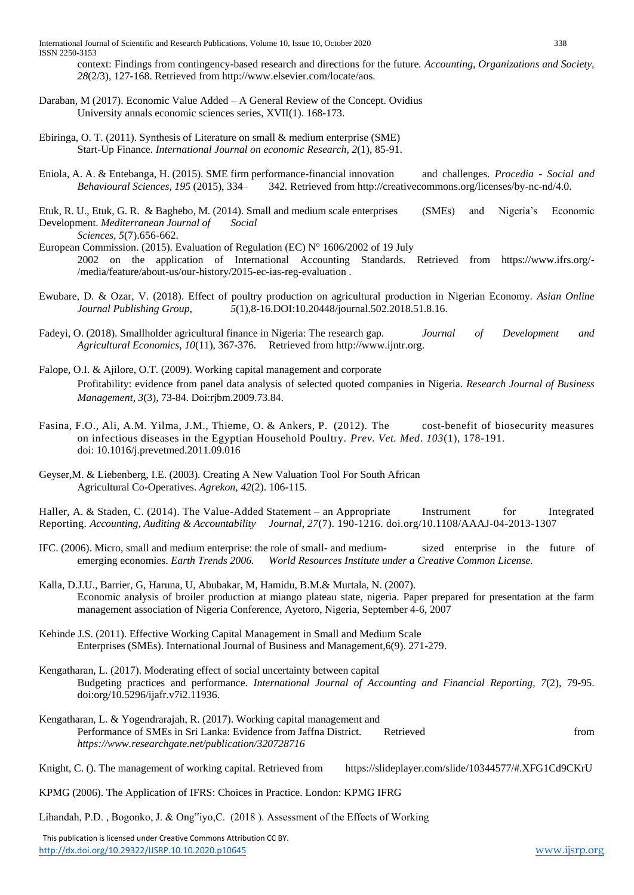context: Findings from contingency-based research and directions for the future. *Accounting, Organizations and Society, 28*(2/3), 127-168. Retrieved from http://www.elsevier.com/locate/aos.

Daraban, M (2017). Economic Value Added – A General Review of the Concept. Ovidius University annals economic sciences series, XVII(1). 168-173.

Ebiringa, O. T. (2011). Synthesis of Literature on small & medium enterprise (SME) Start-Up Finance. *International Journal on economic Research, 2*(1), 85-91.

Eniola, A. A. & Entebanga, H. (2015). SME firm performance-financial innovation and challenges. *Procedia - Social and Behavioural Sciences, 195* (2015), 334– 342. Retrieved from http://creativecommons.org/licenses/by-nc-nd/4.0.

Etuk, R. U., Etuk, G. R. & Baghebo, M. (2014). Small and medium scale enterprises (SMEs) and Nigeria's Economic Development. *Mediterranean Journal of Social Sciences, 5*(7).656-662.

European Commission. (2015). Evaluation of Regulation (EC) N° 1606/2002 of 19 July 2002 on the application of International Accounting Standards. Retrieved from https://www.ifrs.org/-/media/feature/about-us/our-history/2015-ec-ias-reg-evaluation .

Ewubare, D. & Ozar, V. (2018). Effect of poultry production on agricultural production in Nigerian Economy. *Asian Online Journal Publishing Group, 5*(1),8-16.DOI:10.20448/journal.502.2018.51.8.16.

Fadeyi, O. (2018). Smallholder agricultural finance in Nigeria: The research gap. *Journal of Development and Agricultural Economics, 10*(11), 367-376. Retrieved from http://www.ijntr.org.

Falope, O.I. & Ajilore, O.T. (2009). Working capital management and corporate Profitability: evidence from panel data analysis of selected quoted companies in Nigeria. *Research Journal of Business Management, 3*(3), 73-84. Doi:rjbm.2009.73.84.

Fasina, F.O., Ali, A.M. Yilma, J.M., Thieme, O. & Ankers, P. (2012). The cost-benefit of biosecurity measures on infectious diseases in the Egyptian Household Poultry. *Prev. Vet. Med. 103*(1), 178-191. doi: 10.1016/j.prevetmed.2011.09.016

Geyser,M. & Liebenberg, I.E. (2003). Creating A New Valuation Tool For South African Agricultural Co-Operatives. *Agrekon, 42*(2). 106-115.

Haller, A. & Staden, C. (2014). The Value-Added Statement – an Appropriate Instrument for Integrated Reporting. *Accounting, Auditing & Accountability Journal, 27*(7). 190-1216. doi.org/10.1108/AAAJ-04-2013-1307

IFC. (2006). Micro, small and medium enterprise: the role of small- and medium- sized enterprise in the future of emerging economies. *Earth Trends 2006. World Resources Institute under a Creative Common License.*

Kalla, D.J.U., Barrier, G, Haruna, U, Abubakar, M, Hamidu, B.M.& Murtala, N. (2007). Economic analysis of broiler production at miango plateau state, nigeria. Paper prepared for presentation at the farm management association of Nigeria Conference, Ayetoro, Nigeria, September 4-6, 2007

Kehinde J.S. (2011). Effective Working Capital Management in Small and Medium Scale Enterprises (SMEs). International Journal of Business and Management,6(9). 271-279.

Kengatharan, L. (2017). Moderating effect of social uncertainty between capital Budgeting practices and performance. *International Journal of Accounting and Financial Reporting, 7*(2), 79-95. doi:org/10.5296/ijafr.v7i2.11936.

Kengatharan, L. & Yogendrarajah, R. (2017). Working capital management and Performance of SMEs in Sri Lanka: Evidence from Jaffna District. Retrieved from *https://www.researchgate.net/publication/320728716*

Knight, C. (). The management of working capital. Retrieved from https://slideplayer.com/slide/10344577/#.XFG1Cd9CKrU

KPMG (2006). The Application of IFRS: Choices in Practice. London: KPMG IFRG

Lihandah, P.D. , Bogonko, J. & Ong"iyo,C. (2018 ). Assessment of the Effects of Working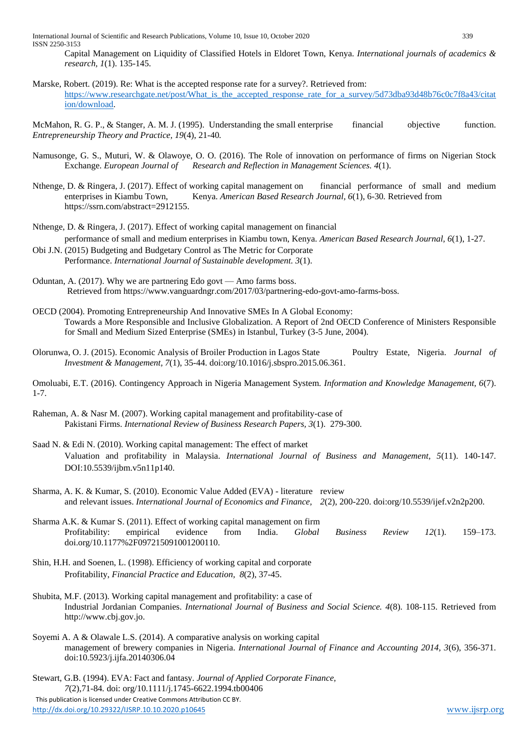Capital Management on Liquidity of Classified Hotels in Eldoret Town, Kenya. *International journals of academics & research, 1*(1). 135-145.

Marske, Robert. (2019). Re: What is the accepted response rate for a survey?. Retrieved from: https://www.researchgate.net/post/What_is_the_accepted_response_rate_for_a_survey/5d73dba93d48b76c0c7f8a43/citation/download.

McMahon, R. G. P., & Stanger, A. M. J. (1995). Understanding the small enterprise financial objective function. *Entrepreneurship Theory and Practice, 19*(4), 21-40.

Namusonge, G. S., Muturi, W. & Olawoye, O. O. (2016). The Role of innovation on performance of firms on Nigerian Stock Exchange. *European Journal of Research and Reflection in Management Sciences. 4*(1).

Nthenge, D. & Ringera, J. (2017). Effect of working capital management on financial performance of small and medium enterprises in Kiambu Town, Kenya. *American Based Research Journal, 6*(1), 6-30. Retrieved from https://ssrn.com/abstract=2912155.

Nthenge, D. & Ringera, J. (2017). Effect of working capital management on financial performance of small and medium enterprises in Kiambu town, Kenya. *American Based Research Journal, 6*(1), 1-27.

Obi J.N. (2015) Budgeting and Budgetary Control as The Metric for Corporate Performance. *International Journal of Sustainable development. 3*(1).

Oduntan, A. (2017). Why we are partnering Edo govt — Amo farms boss. Retrieved from https://www.vanguardngr.com/2017/03/partnering-edo-govt-amo-farms-boss.

OECD (2004). Promoting Entrepreneurship And Innovative SMEs In A Global Economy: Towards a More Responsible and Inclusive Globalization. A Report of 2nd OECD Conference of Ministers Responsible for Small and Medium Sized Enterprise (SMEs) in Istanbul, Turkey (3-5 June, 2004).

Olorunwa, O. J. (2015). Economic Analysis of Broiler Production in Lagos State Poultry Estate, Nigeria. *Journal of Investment & Management, 7*(1), 35-44. doi:org/10.1016/j.sbspro.2015.06.361.

Omoluabi, E.T. (2016). Contingency Approach in Nigeria Management System. *Information and Knowledge Management, 6*(7). 1-7.

Raheman, A. & Nasr M. (2007). Working capital management and profitability-case of Pakistani Firms. *International Review of Business Research Papers, 3*(1). 279-300.

Saad N. & Edi N. (2010). Working capital management: The effect of market Valuation and profitability in Malaysia. *International Journal of Business and Management, 5*(11). 140-147. DOI:10.5539/ijbm.v5n11p140.

Sharma, A. K. & Kumar, S. (2010). Economic Value Added (EVA) - literature review and relevant issues. *International Journal of Economics and Finance, 2*(2), 200-220. doi:org/10.5539/ijef.v2n2p200.

Sharma A.K. & Kumar S. (2011). Effect of working capital management on firm Profitability: empirical evidence from India. *Global Business Review 12*(1). 159–173. doi.org/10.1177%2F097215091001200110.

Shin, H.H. and Soenen, L. (1998). Efficiency of working capital and corporate Profitability, *Financial Practice and Education, 8*(2), 37-45.

Shubita, M.F. (2013). Working capital management and profitability: a case of Industrial Jordanian Companies. *International Journal of Business and Social Science. 4*(8). 108-115. Retrieved from http://www.cbj.gov.jo.

Soyemi A. A & Olawale L.S. (2014). A comparative analysis on working capital management of brewery companies in Nigeria. *International Journal of Finance and Accounting 2014, 3*(6), 356-371. doi:10.5923/j.ijfa.20140306.04

Stewart, G.B. (1994). EVA: Fact and fantasy. *Journal of Applied Corporate Finance, 7*(2),71-84. doi: org/10.1111/j.1745-6622.1994.tb00406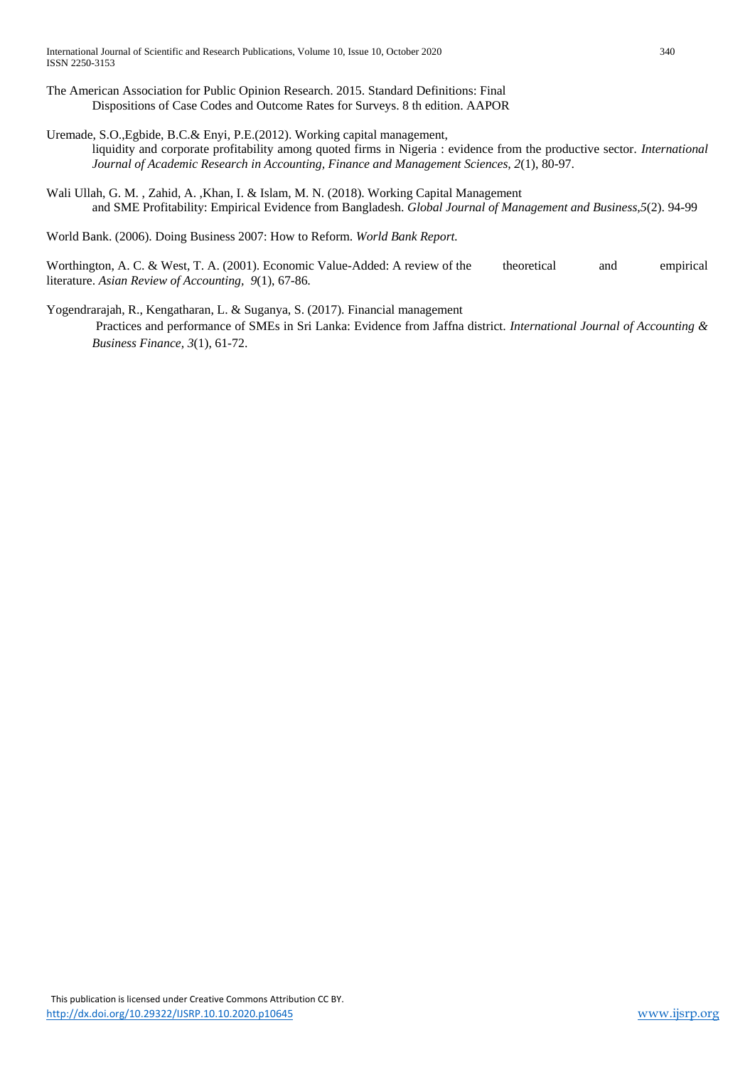The American Association for Public Opinion Research. 2015. Standard Definitions: Final Dispositions of Case Codes and Outcome Rates for Surveys. 8 th edition. AAPOR

Uremade, S.O.,Egbide, B.C.& Enyi, P.E.(2012). Working capital management, liquidity and corporate profitability among quoted firms in Nigeria : evidence from the productive sector. *International Journal of Academic Research in Accounting, Finance and Management Sciences*, *2*(1), 80-97.

Wali Ullah, G. M. , Zahid, A. ,Khan, I. & Islam, M. N. (2018). Working Capital Management and SME Profitability: Empirical Evidence from Bangladesh. *Global Journal of Management and Business,5*(2). 94-99

World Bank. (2006). Doing Business 2007: How to Reform. *World Bank Report.*

Worthington, A. C. & West, T. A. (2001). Economic Value-Added: A review of the theoretical and empirical literature. *Asian Review of Accounting*, *9*(1), 67-86.

Yogendrarajah, R., Kengatharan, L. & Suganya, S. (2017). Financial management Practices and performance of SMEs in Sri Lanka: Evidence from Jaffna district. *International Journal of Accounting & Business Finance, 3*(1), 61-72.

This publication is licensed under Creative Commons Attribution CC BY.
http://dx.doi.org/10.29322/IJSRP.10.10.2020.p10645